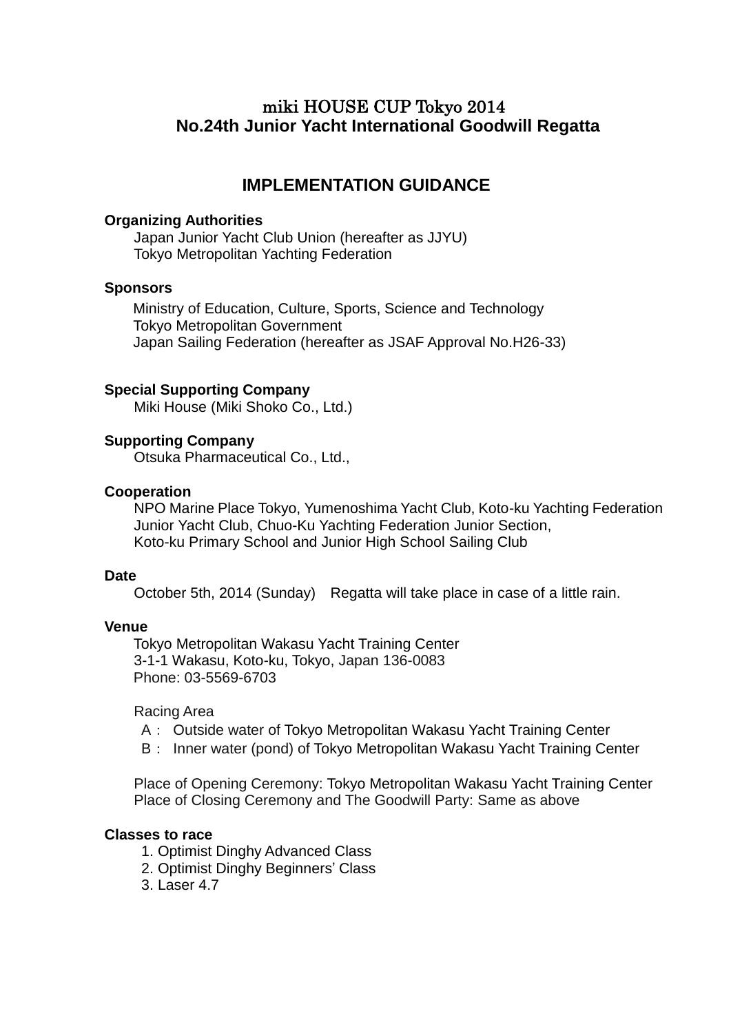# miki HOUSE CUP Tokyo 2014
# No.24th Junior Yacht International Goodwill Regatta

## IMPLEMENTATION GUIDANCE

**Organizing Authorities**

Japan Junior Yacht Club Union (hereafter as JJYU)
Tokyo Metropolitan Yachting Federation

**Sponsors**

Ministry of Education, Culture, Sports, Science and Technology
Tokyo Metropolitan Government
Japan Sailing Federation (hereafter as JSAF Approval No.H26-33)

**Special Supporting Company**

Miki House (Miki Shoko Co., Ltd.)

**Supporting Company**

Otsuka Pharmaceutical Co., Ltd.,

**Cooperation**

NPO Marine Place Tokyo, Yumenoshima Yacht Club, Koto-ku Yachting Federation
Junior Yacht Club, Chuo-Ku Yachting Federation Junior Section,
Koto-ku Primary School and Junior High School Sailing Club

**Date**

October 5th, 2014 (Sunday)　Regatta will take place in case of a little rain.

**Venue**

Tokyo Metropolitan Wakasu Yacht Training Center
3-1-1 Wakasu, Koto-ku, Tokyo, Japan 136-0083
Phone: 03-5569-6703

Racing Area

A： Outside water of Tokyo Metropolitan Wakasu Yacht Training Center
B： Inner water (pond) of Tokyo Metropolitan Wakasu Yacht Training Center

Place of Opening Ceremony: Tokyo Metropolitan Wakasu Yacht Training Center
Place of Closing Ceremony and The Goodwill Party: Same as above

**Classes to race**

1. Optimist Dinghy Advanced Class
2. Optimist Dinghy Beginners' Class
3. Laser 4.7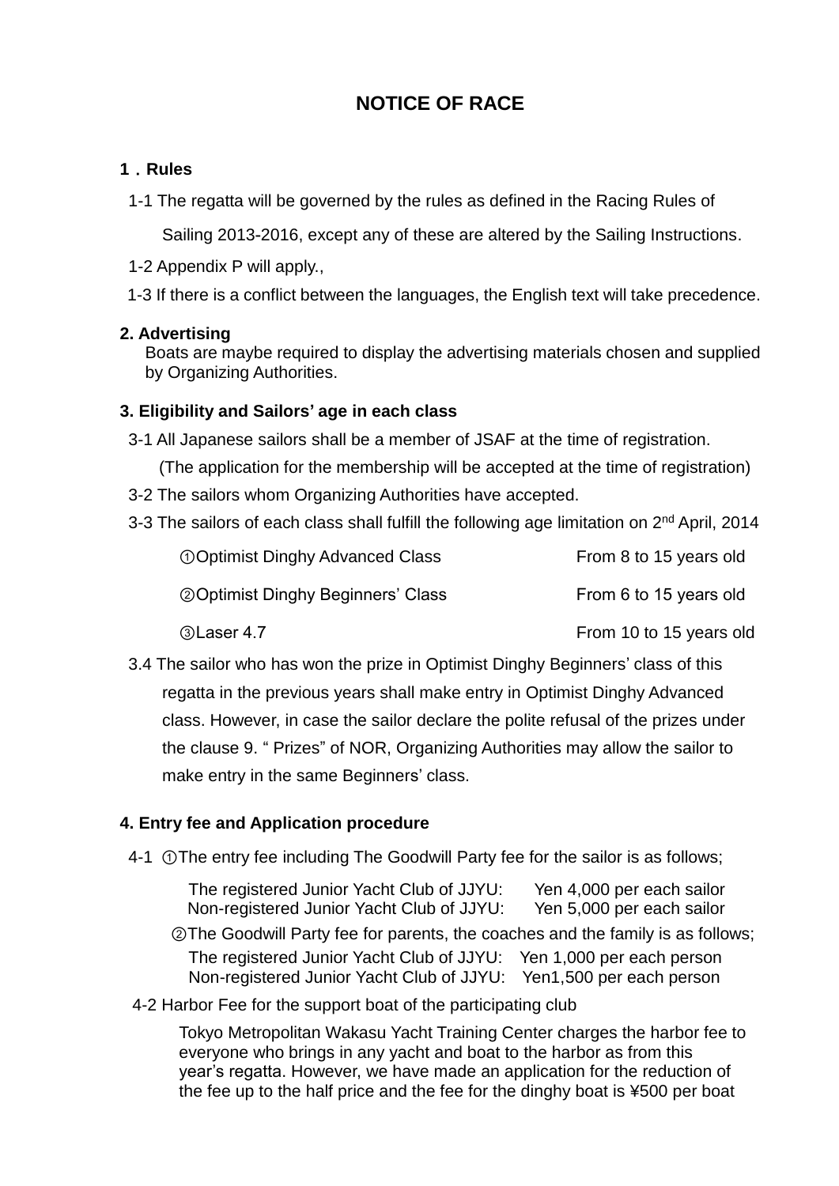# NOTICE OF RACE

## 1．Rules

1-1 The regatta will be governed by the rules as defined in the Racing Rules of Sailing 2013-2016, except any of these are altered by the Sailing Instructions.

1-2 Appendix P will apply.,

1-3 If there is a conflict between the languages, the English text will take precedence.

## 2. Advertising

Boats are maybe required to display the advertising materials chosen and supplied by Organizing Authorities.

## 3. Eligibility and Sailors' age in each class

3-1 All Japanese sailors shall be a member of JSAF at the time of registration.
(The application for the membership will be accepted at the time of registration)

3-2 The sailors whom Organizing Authorities have accepted.

3-3 The sailors of each class shall fulfill the following age limitation on 2nd April, 2014

| | |
|---|---|
| ①Optimist Dinghy Advanced Class | From 8 to 15 years old |
| ②Optimist Dinghy Beginners' Class | From 6 to 15 years old |
| ③Laser 4.7 | From 10 to 15 years old |

3.4 The sailor who has won the prize in Optimist Dinghy Beginners' class of this regatta in the previous years shall make entry in Optimist Dinghy Advanced class. However, in case the sailor declare the polite refusal of the prizes under the clause 9. " Prizes" of NOR, Organizing Authorities may allow the sailor to make entry in the same Beginners' class.

## 4. Entry fee and Application procedure

4-1 ①The entry fee including The Goodwill Party fee for the sailor is as follows;

The registered Junior Yacht Club of JJYU: Yen 4,000 per each sailor
Non-registered Junior Yacht Club of JJYU: Yen 5,000 per each sailor

②The Goodwill Party fee for parents, the coaches and the family is as follows;

The registered Junior Yacht Club of JJYU: Yen 1,000 per each person
Non-registered Junior Yacht Club of JJYU: Yen1,500 per each person

4-2 Harbor Fee for the support boat of the participating club

Tokyo Metropolitan Wakasu Yacht Training Center charges the harbor fee to everyone who brings in any yacht and boat to the harbor as from this year's regatta. However, we have made an application for the reduction of the fee up to the half price and the fee for the dinghy boat is ¥500 per boat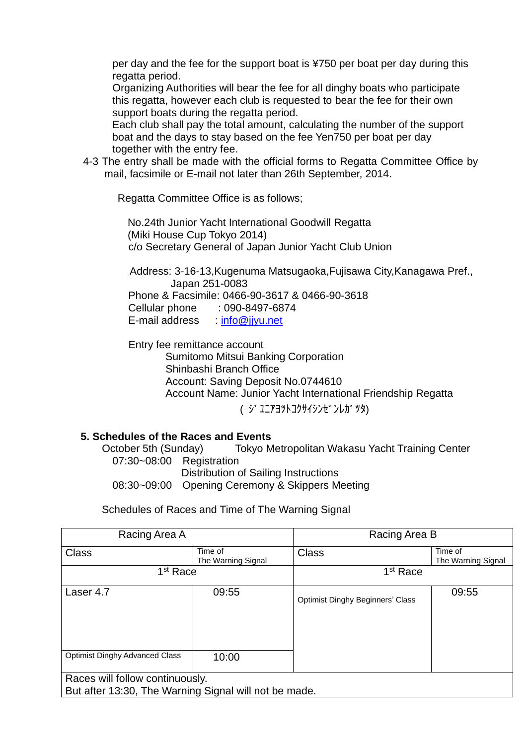per day and the fee for the support boat is ¥750 per boat per day during this regatta period.

Organizing Authorities will bear the fee for all dinghy boats who participate this regatta, however each club is requested to bear the fee for their own support boats during the regatta period.

Each club shall pay the total amount, calculating the number of the support boat and the days to stay based on the fee Yen750 per boat per day together with the entry fee.

4-3 The entry shall be made with the official forms to Regatta Committee Office by mail, facsimile or E-mail not later than 26th September, 2014.

Regatta Committee Office is as follows;

No.24th Junior Yacht International Goodwill Regatta
(Miki House Cup Tokyo 2014)
c/o Secretary General of Japan Junior Yacht Club Union

Address: 3-16-13,Kugenuma Matsugaoka,Fujisawa City,Kanagawa Pref., Japan 251-0083
Phone & Facsimile: 0466-90-3617 & 0466-90-3618
Cellular phone : 090-8497-6874
E-mail address : info@jjyu.net

Entry fee remittance account
Sumitomo Mitsui Banking Corporation
Shinbashi Branch Office
Account: Saving Deposit No.0744610
Account Name: Junior Yacht International Friendship Regatta
(ｼﾞｭﾆｱﾖｯﾄｺｸｻｲｼﾝｾﾞﾝﾚｶﾞｯﾀ)

**5. Schedules of the Races and Events**

October 5th (Sunday) Tokyo Metropolitan Wakasu Yacht Training Center

07:30~08:00 Registration
Distribution of Sailing Instructions
08:30~09:00 Opening Ceremony & Skippers Meeting

Schedules of Races and Time of The Warning Signal

| Racing Area A | | Racing Area B | |
|---|---|---|---|
| Class | Time of The Warning Signal | Class | Time of The Warning Signal |
| 1st Race | | 1st Race | |
| Laser 4.7 | 09:55 | Optimist Dinghy Beginners' Class | 09:55 |
| Optimist Dinghy Advanced Class | 10:00 | | |
| Races will follow continuously. But after 13:30, The Warning Signal will not be made. | | | |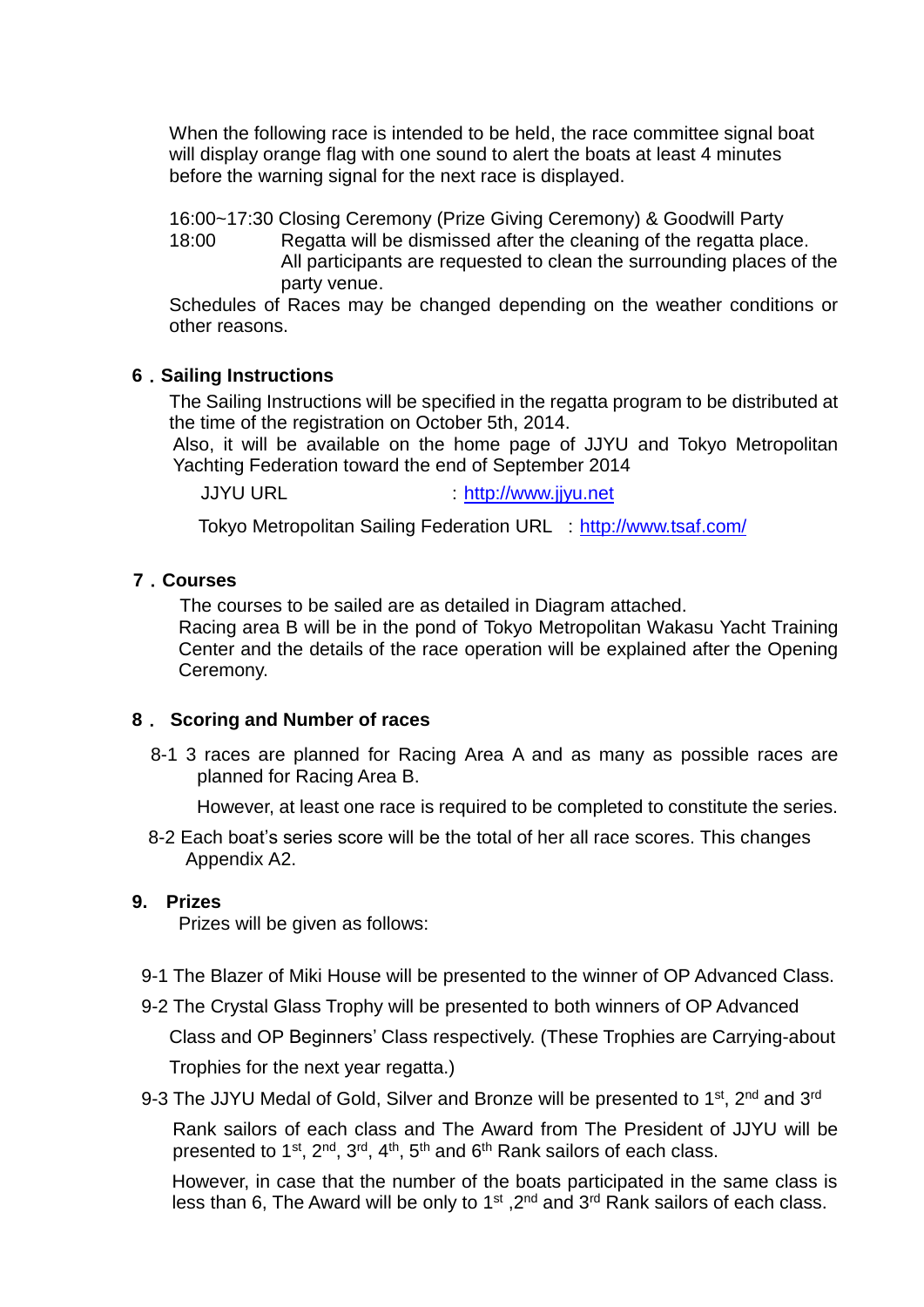When the following race is intended to be held, the race committee signal boat will display orange flag with one sound to alert the boats at least 4 minutes before the warning signal for the next race is displayed.

16:00~17:30 Closing Ceremony (Prize Giving Ceremony) & Goodwill Party

18:00 Regatta will be dismissed after the cleaning of the regatta place. All participants are requested to clean the surrounding places of the party venue.

Schedules of Races may be changed depending on the weather conditions or other reasons.

## 6．Sailing Instructions

The Sailing Instructions will be specified in the regatta program to be distributed at the time of the registration on October 5th, 2014.

Also, it will be available on the home page of JJYU and Tokyo Metropolitan Yachting Federation toward the end of September 2014

JJYU URL : http://www.jjyu.net

Tokyo Metropolitan Sailing Federation URL : http://www.tsaf.com/

## 7．Courses

The courses to be sailed are as detailed in Diagram attached.

Racing area B will be in the pond of Tokyo Metropolitan Wakasu Yacht Training Center and the details of the race operation will be explained after the Opening Ceremony.

## 8． Scoring and Number of races

8-1 3 races are planned for Racing Area A and as many as possible races are planned for Racing Area B.

However, at least one race is required to be completed to constitute the series.

8-2 Each boat's series score will be the total of her all race scores. This changes Appendix A2.

## 9. Prizes

Prizes will be given as follows:

9-1 The Blazer of Miki House will be presented to the winner of OP Advanced Class.

9-2 The Crystal Glass Trophy will be presented to both winners of OP Advanced Class and OP Beginners' Class respectively. (These Trophies are Carrying-about Trophies for the next year regatta.)

9-3 The JJYU Medal of Gold, Silver and Bronze will be presented to 1st, 2nd and 3rd Rank sailors of each class and The Award from The President of JJYU will be presented to 1st, 2nd, 3rd, 4th, 5th and 6th Rank sailors of each class.

However, in case that the number of the boats participated in the same class is less than 6, The Award will be only to 1st ,2nd and 3rd Rank sailors of each class.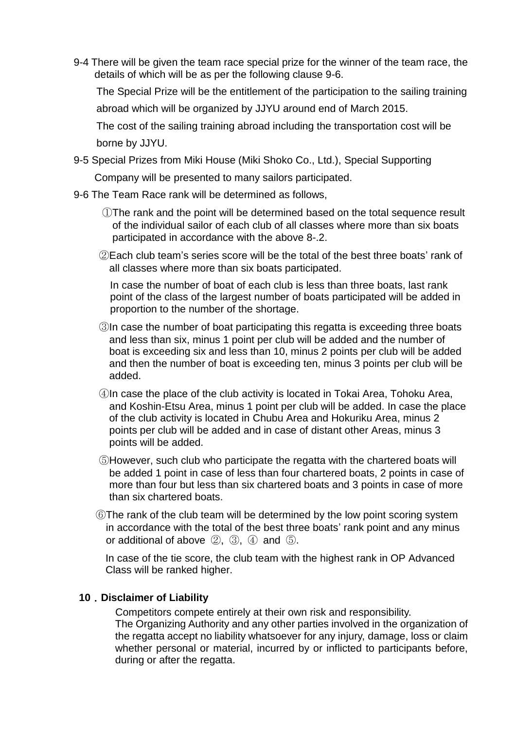9-4 There will be given the team race special prize for the winner of the team race, the details of which will be as per the following clause 9-6.

The Special Prize will be the entitlement of the participation to the sailing training abroad which will be organized by JJYU around end of March 2015.

The cost of the sailing training abroad including the transportation cost will be borne by JJYU.

9-5 Special Prizes from Miki House (Miki Shoko Co., Ltd.), Special Supporting Company will be presented to many sailors participated.

9-6 The Team Race rank will be determined as follows,

①The rank and the point will be determined based on the total sequence result of the individual sailor of each club of all classes where more than six boats participated in accordance with the above 8-.2.

②Each club team's series score will be the total of the best three boats' rank of all classes where more than six boats participated.

In case the number of boat of each club is less than three boats, last rank point of the class of the largest number of boats participated will be added in proportion to the number of the shortage.

③In case the number of boat participating this regatta is exceeding three boats and less than six, minus 1 point per club will be added and the number of boat is exceeding six and less than 10, minus 2 points per club will be added and then the number of boat is exceeding ten, minus 3 points per club will be added.

④In case the place of the club activity is located in Tokai Area, Tohoku Area, and Koshin-Etsu Area, minus 1 point per club will be added. In case the place of the club activity is located in Chubu Area and Hokuriku Area, minus 2 points per club will be added and in case of distant other Areas, minus 3 points will be added.

⑤However, such club who participate the regatta with the chartered boats will be added 1 point in case of less than four chartered boats, 2 points in case of more than four but less than six chartered boats and 3 points in case of more than six chartered boats.

⑥The rank of the club team will be determined by the low point scoring system in accordance with the total of the best three boats' rank point and any minus or additional of above ②, ③, ④ and ⑤.

In case of the tie score, the club team with the highest rank in OP Advanced Class will be ranked higher.

## 10．Disclaimer of Liability

Competitors compete entirely at their own risk and responsibility.
The Organizing Authority and any other parties involved in the organization of the regatta accept no liability whatsoever for any injury, damage, loss or claim whether personal or material, incurred by or inflicted to participants before, during or after the regatta.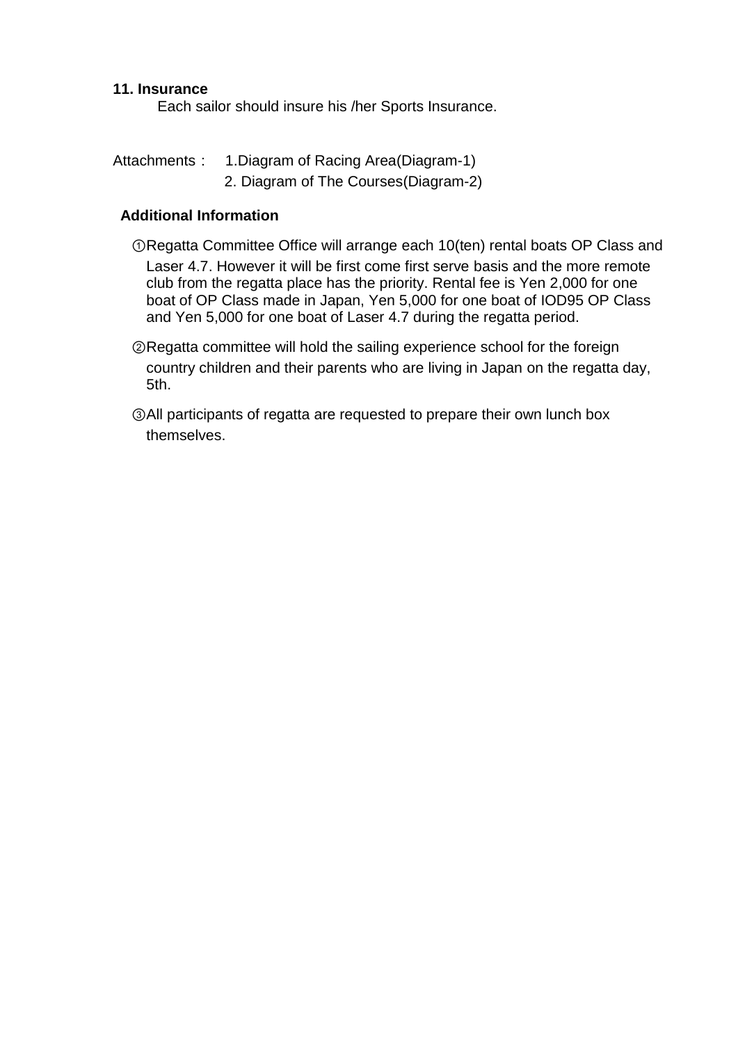**11. Insurance**

Each sailor should insure his /her Sports Insurance.

Attachments： 1.Diagram of Racing Area(Diagram-1)
2. Diagram of The Courses(Diagram-2)

**Additional Information**

①Regatta Committee Office will arrange each 10(ten) rental boats OP Class and Laser 4.7. However it will be first come first serve basis and the more remote club from the regatta place has the priority. Rental fee is Yen 2,000 for one boat of OP Class made in Japan, Yen 5,000 for one boat of IOD95 OP Class and Yen 5,000 for one boat of Laser 4.7 during the regatta period.

②Regatta committee will hold the sailing experience school for the foreign country children and their parents who are living in Japan on the regatta day, 5th.

③All participants of regatta are requested to prepare their own lunch box themselves.